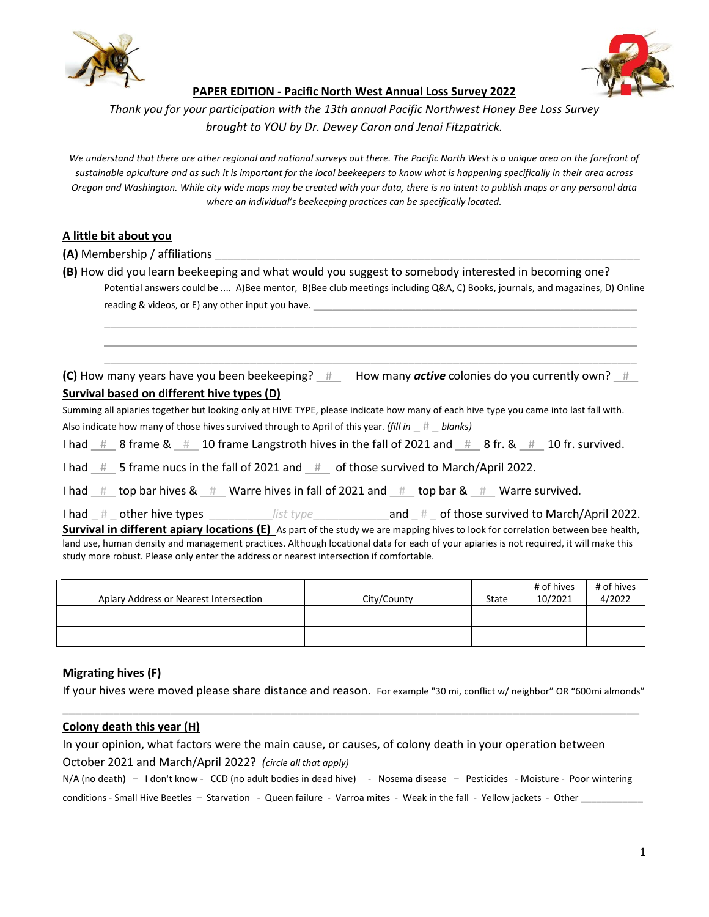## PAPER EDITION - Pacific North West Annual Loss Survey 2022

*Thank you for your participation with the 13th annual Pacific Northwest Honey Bee Loss Survey brought to YOU by Dr. Dewey Caron and Jenai Fitzpatrick.*

*We understand that there are other regional and national surveys out there. The Pacific North West is a unique area on the forefront of sustainable apiculture and as such it is important for the local beekeepers to know what is happening specifically in their area across Oregon and Washington. While city wide maps may be created with your data, there is no intent to publish maps or any personal data where an individual's beekeeping practices can be specifically located.*

### A little bit about you

**(A)** Membership / affiliations ______________________________________________

**(B)** How did you learn beekeeping and what would you suggest to somebody interested in becoming one?

Potential answers could be .... A)Bee mentor, B)Bee club meetings including Q&A, C) Books, journals, and magazines, D) Online reading & videos, or E) any other input you have. ______________________________________________

______________________________________________

______________________________________________

______________________________________________

**(C)** How many years have you been beekeeping? _#_ How many ***active*** colonies do you currently own? _#_

### Survival based on different hive types (D)

Summing all apiaries together but looking only at HIVE TYPE, please indicate how many of each hive type you came into last fall with. Also indicate how many of those hives survived through to April of this year. *(fill in _#_ blanks)*

I had _#_ 8 frame & _#_ 10 frame Langstroth hives in the fall of 2021 and _#_ 8 fr. & _#_ 10 fr. survived.

I had _#_ 5 frame nucs in the fall of 2021 and _#_ of those survived to March/April 2022.

I had _#_ top bar hives & _#_ Warre hives in fall of 2021 and _#_ top bar & _#_ Warre survived.

I had _#_ other hive types ____list type____ and _#_ of those survived to March/April 2022.

### Survival in different apiary locations (E)

As part of the study we are mapping hives to look for correlation between bee health, land use, human density and management practices. Although locational data for each of your apiaries is not required, it will make this study more robust. Please only enter the address or nearest intersection if comfortable.

| Apiary Address or Nearest Intersection | City/County | State | # of hives 10/2021 | # of hives 4/2022 |
|---|---|---|---|---|
| | | | | |
| | | | | |

### Migrating hives (F)

If your hives were moved please share distance and reason. For example "30 mi, conflict w/ neighbor" OR "600mi almonds"

______________________________________________

### Colony death this year (H)

In your opinion, what factors were the main cause, or causes, of colony death in your operation between October 2021 and March/April 2022? *(circle all that apply)*

N/A (no death) – I don't know - CCD (no adult bodies in dead hive) - Nosema disease – Pesticides - Moisture - Poor wintering conditions - Small Hive Beetles – Starvation - Queen failure - Varroa mites - Weak in the fall - Yellow jackets - Other ____________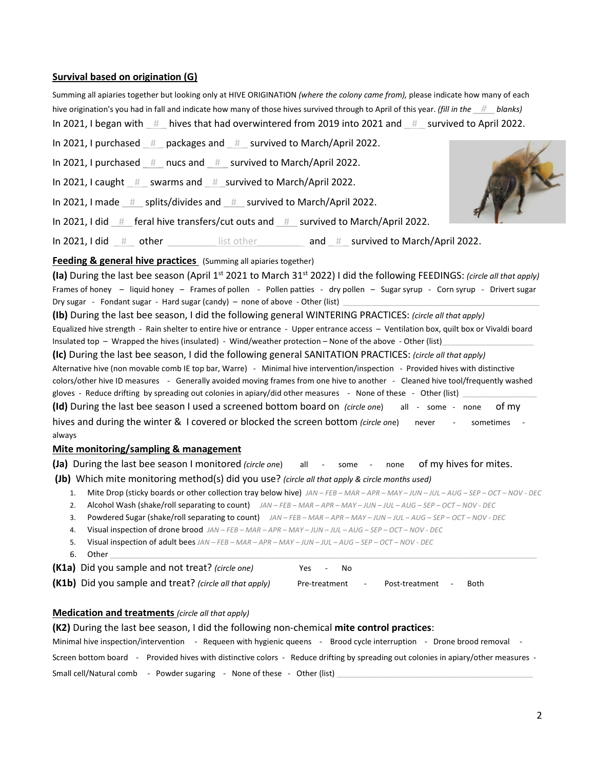**Survival based on origination (G)**

Summing all apiaries together but looking only at HIVE ORIGINATION *(where the colony came from),* please indicate how many of each hive origination's you had in fall and indicate how many of those hives survived through to April of this year. *(fill in the __#__ blanks)*

In 2021, I began with __#__ hives that had overwintered from 2019 into 2021 and __#__ survived to April 2022.

In 2021, I purchased __#__ packages and __#__ survived to March/April 2022.

In 2021, I purchased __#__ nucs and __#__ survived to March/April 2022.

In 2021, I caught __#__ swarms and __#__ survived to March/April 2022.

In 2021, I made __#__ splits/divides and __#__ survived to March/April 2022.

In 2021, I did __#__ feral hive transfers/cut outs and __#__ survived to March/April 2022.

In 2021, I did __#__ other _________list other_________ and __#__ survived to March/April 2022.

**Feeding & general hive practices** (Summing all apiaries together)

**(Ia)** During the last bee season (April 1st 2021 to March 31st 2022) I did the following FEEDINGS: *(circle all that apply)*

Frames of honey – liquid honey – Frames of pollen - Pollen patties - dry pollen – Sugar syrup - Corn syrup - Drivert sugar Dry sugar - Fondant sugar - Hard sugar (candy) – none of above - Other (list) ____________________

**(Ib)** During the last bee season, I did the following general WINTERING PRACTICES: *(circle all that apply)*

Equalized hive strength - Rain shelter to entire hive or entrance - Upper entrance access – Ventilation box, quilt box or Vivaldi board Insulated top – Wrapped the hives (insulated) - Wind/weather protection – None of the above - Other (list)____________________

**(Ic)** During the last bee season, I did the following general SANITATION PRACTICES: *(circle all that apply)*

Alternative hive (non movable comb IE top bar, Warre) - Minimal hive intervention/inspection - Provided hives with distinctive colors/other hive ID measures - Generally avoided moving frames from one hive to another - Cleaned hive tool/frequently washed gloves - Reduce drifting by spreading out colonies in apiary/did other measures - None of these - Other (list) ________________

**(Id)** During the last bee season I used a screened bottom board on *(circle one)* all - some - none of my hives and during the winter & I covered or blocked the screen bottom *(circle one)* never - sometimes - always

**Mite monitoring/sampling & management**

**(Ja)** During the last bee season I monitored *(circle one)* all - some - none of my hives for mites.

**(Jb)** Which mite monitoring method(s) did you use? *(circle all that apply & circle months used)*

1. Mite Drop (sticky boards or other collection tray below hive) *JAN – FEB – MAR – APR – MAY – JUN – JUL – AUG – SEP – OCT – NOV - DEC*
2. Alcohol Wash (shake/roll separating to count) *JAN – FEB – MAR – APR – MAY – JUN – JUL – AUG – SEP – OCT – NOV - DEC*
3. Powdered Sugar (shake/roll separating to count) *JAN – FEB – MAR – APR – MAY – JUN – JUL – AUG – SEP – OCT – NOV - DEC*
4. Visual inspection of drone brood *JAN – FEB – MAR – APR – MAY – JUN – JUL – AUG – SEP – OCT – NOV - DEC*
5. Visual inspection of adult bees *JAN – FEB – MAR – APR – MAY – JUN – JUL – AUG – SEP – OCT – NOV - DEC*
6. Other ________________________________________________

**(K1a)** Did you sample and not treat? *(circle one)* Yes - No

**(K1b)** Did you sample and treat? *(circle all that apply)* Pre-treatment - Post-treatment - Both

**Medication and treatments** *(circle all that apply)*

**(K2)** During the last bee season, I did the following non-chemical **mite control practices**:

Minimal hive inspection/intervention - Requeen with hygienic queens - Brood cycle interruption - Drone brood removal - Screen bottom board - Provided hives with distinctive colors - Reduce drifting by spreading out colonies in apiary/other measures - Small cell/Natural comb - Powder sugaring - None of these - Other (list) ____________________________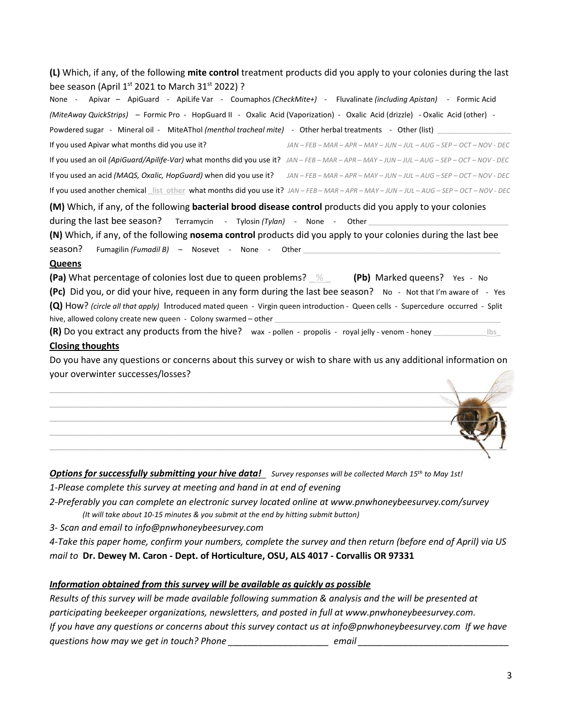**(L)** Which, if any, of the following **mite control** treatment products did you apply to your colonies during the last bee season (April 1st 2021 to March 31st 2022) ?

None - Apivar – ApiGuard - ApiLife Var - Coumaphos *(CheckMite+)* - Fluvalinate *(including Apistan)* - Formic Acid *(MiteAway QuickStrips)* – Formic Pro - HopGuard II - Oxalic Acid (Vaporization) - Oxalic Acid (drizzle) - Oxalic Acid (other) - Powdered sugar - Mineral oil - MiteAThol *(menthol tracheal mite)* - Other herbal treatments - Other (list) ___________________

If you used Apivar what months did you use it? *JAN – FEB – MAR – APR – MAY – JUN – JUL – AUG – SEP – OCT – NOV - DEC*

If you used an oil *(ApiGuard/Apilife-Var)* what months did you use it? *JAN – FEB – MAR – APR – MAY – JUN – JUL – AUG – SEP – OCT – NOV - DEC*

If you used an acid *(MAQS, Oxalic, HopGuard)* when did you use it? *JAN – FEB – MAR – APR – MAY – JUN – JUL – AUG – SEP – OCT – NOV - DEC*

If you used another chemical _list other_ what months did you use it? *JAN – FEB – MAR – APR – MAY – JUN – JUL – AUG – SEP – OCT – NOV - DEC*

**(M)** Which, if any, of the following **bacterial brood disease control** products did you apply to your colonies during the last bee season? Terramycin - Tylosin *(Tylan)* - None - Other ___________________________________

**(N)** Which, if any, of the following **nosema control** products did you apply to your colonies during the last bee season? Fumagilin *(Fumadil B)* – Nosevet - None - Other ___________________________________________________

**Queens**

**(Pa)** What percentage of colonies lost due to queen problems? __%__ **(Pb)** Marked queens? Yes - No

**(Pc)** Did you, or did your hive, requeen in any form during the last bee season? No - Not that I'm aware of - Yes

**(Q)** How? *(circle all that apply)* Introduced mated queen - Virgin queen introduction - Queen cells - Supercedure occurred - Split hive, allowed colony create new queen - Colony swarmed – other ___________________________________________________________

**(R)** Do you extract any products from the hive? wax - pollen - propolis - royal jelly - venom - honey _____________lbs_

**Closing thoughts**

Do you have any questions or concerns about this survey or wish to share with us any additional information on your overwinter successes/losses?

_____________________________________________________________________________________________

_____________________________________________________________________________________________

_____________________________________________________________________________________________

_____________________________________________________________________________________________

_____________________________________________________________________________________________

***Options for successfully submitting your hive data!*** *Survey responses will be collected March 15th to May 1st!*

*1-Please complete this survey at meeting and hand in at end of evening*

*2-Preferably you can complete an electronic survey located online at www.pnwhoneybeesurvey.com/survey*
*(It will take about 10-15 minutes & you submit at the end by hitting submit button)*

*3- Scan and email to info@pnwhoneybeesurvey.com*

*4-Take this paper home, confirm your numbers, complete the survey and then return (before end of April) via US mail to* **Dr. Dewey M. Caron - Dept. of Horticulture, OSU, ALS 4017 - Corvallis OR 97331**

***Information obtained from this survey will be available as quickly as possible***

*Results of this survey will be made available following summation & analysis and the will be presented at participating beekeeper organizations, newsletters, and posted in full at www.pnwhoneybeesurvey.com.*
*If you have any questions or concerns about this survey contact us at info@pnwhoneybeesurvey.com If we have questions how may we get in touch? Phone ____________________ email ______________________________*